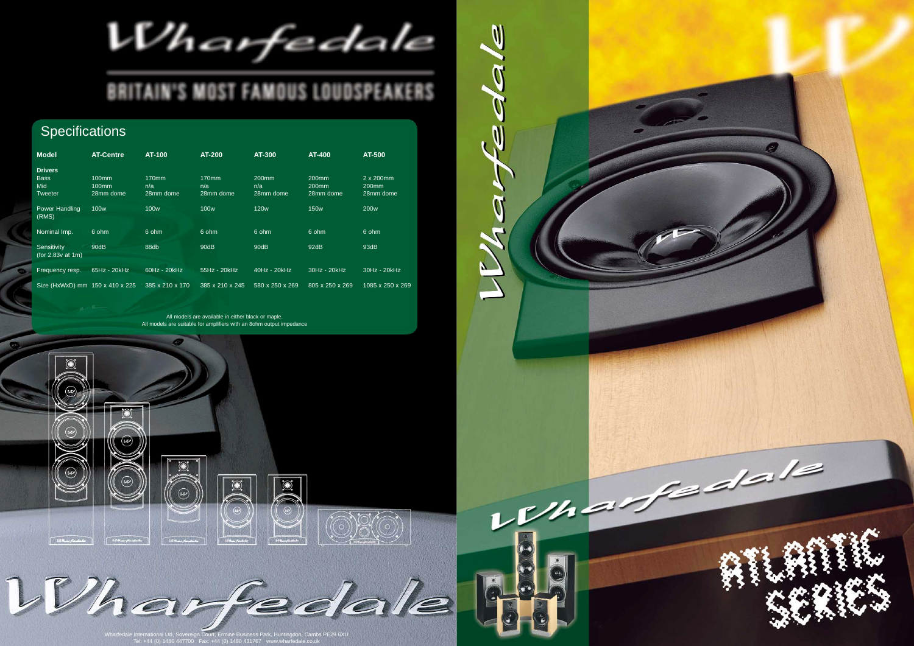# Wharfedale

## BRITAIN'S MOST FAMOUS LOUDSPEAKERS

## Specifications

| Model | AT-Centre | AT-100 | AT-200 | AT-300 | AT-400 | AT-500 |
|---|---|---|---|---|---|---|
| **Drivers** | | | | | | |
| Bass | 100mm | 170mm | 170mm | 200mm | 200mm | 2 x 200mm |
| Mid | 100mm | n/a | n/a | n/a | 200mm | 200mm |
| Tweeter | 28mm dome | 28mm dome | 28mm dome | 28mm dome | 28mm dome | 28mm dome |
| Power Handling (RMS) | 100w | 100w | 100w | 120w | 150w | 200w |
| Nominal Imp. | 6 ohm | 6 ohm | 6 ohm | 6 ohm | 6 ohm | 6 ohm |
| Sensitivity (for 2.83v at 1m) | 90dB | 88db | 90dB | 90dB | 92dB | 93dB |
| Frequency resp. | 65Hz - 20kHz | 60Hz - 20kHz | 55Hz - 20kHz | 40Hz - 20kHz | 30Hz - 20kHz | 30Hz - 20kHz |
| Size (HxWxD) mm | 150 x 410 x 225 | 385 x 210 x 170 | 385 x 210 x 245 | 580 x 250 x 269 | 805 x 250 x 269 | 1085 x 250 x 269 |

All models are available in either black or maple.
All models are suitable for amplifiers with an 8ohm output impedance

Wharfedale

Wharfedale International Ltd, Sovereign Court, Ermine Business Park, Huntingdon, Cambs PE29 6XU
Tel: +44 (0) 1480 447700 Fax: +44 (0) 1480 431767 www.wharfedale.co.uk

Wharfedale

Wharfedale

ATLANTIC SERIES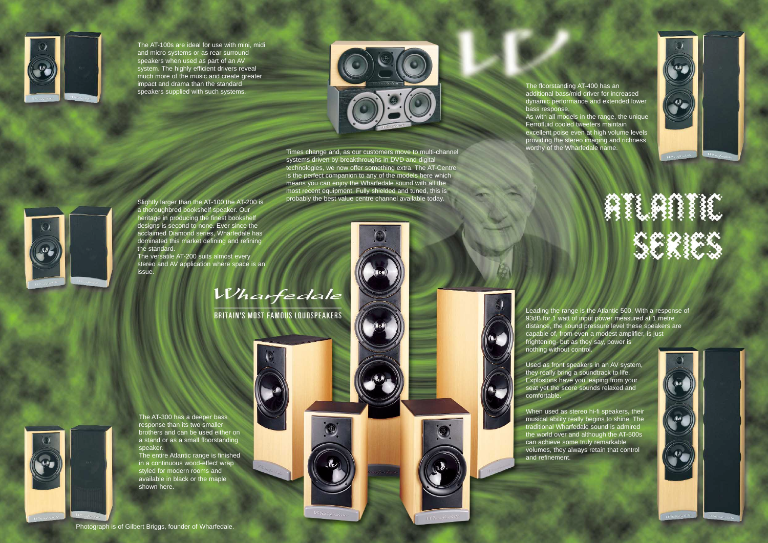# ATLANTIC SERIES

The AT-100s are ideal for use with mini, midi and micro systems or as rear surround speakers when used as part of an AV system. The highly efficient drivers reveal much more of the music and create greater impact and drama than the standard speakers supplied with such systems.

Slightly larger than the AT-100,the AT-200 is a thoroughbred bookshelf speaker. Our heritage in producing the finest bookshelf designs is second to none. Ever since the acclaimed Diamond series, Wharfedale has dominated this market defining and refining the standard.

The versatile AT-200 suits almost every stereo and AV application where space is an issue.

The AT-300 has a deeper bass response than its two smaller brothers and can be used either on a stand or as a small floorstanding speaker.

The entire Atlantic range is finished in a continuous wood-effect wrap styled for modern rooms and available in black or the maple shown here.

Times change and, as our customers move to multi-channel systems driven by breakthroughs in DVD and digital technologies, we now offer something extra. The AT-Centre is the perfect companion to any of the models here which means you can enjoy the Wharfedale sound with all the most recent equipment. Fully shielded and tuned, this is probably the best value centre channel available today.

*Wharfedale*

BRITAIN'S MOST FAMOUS LOUDSPEAKERS

The floorstanding AT-400 has an additional bass/mid driver for increased dynamic performance and extended lower bass response.

As with all models in the range, the unique Ferrofluid cooled tweeters maintain excellent poise even at high volume levels providing the stereo imaging and richness worthy of the Wharfedale name.

Leading the range is the Atlantic 500. With a response of 93dB for 1 watt of input power measured at 1 metre distance, the sound pressure level these speakers are capable of, from even a modest amplifier, is just frightening- but as they say, power is nothing without control.

Used as front speakers in an AV system, they really bring a soundtrack to life. Explosions have you leaping from your seat yet the score sounds relaxed and comfortable.

When used as stereo hi-fi speakers, their musical ability really begins to shine. The traditional Wharfedale sound is admired the world over and although the AT-500s can achieve some truly remarkable volumes, they always retain that control and refinement.

Photograph is of Gilbert Briggs, founder of Wharfedale.